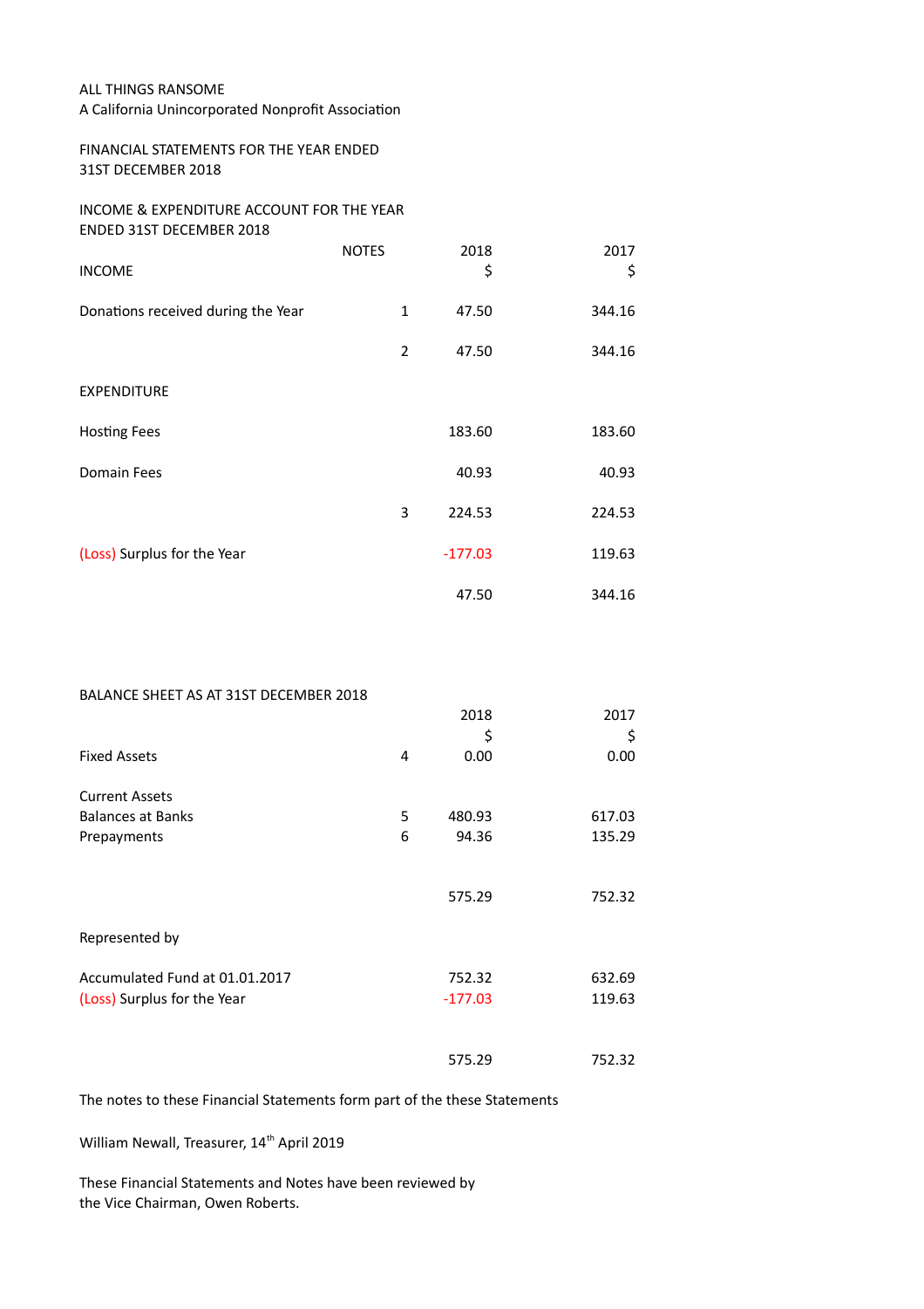ALL THINGS RANSOME

A California Unincorporated Nonprofit Association

FINANCIAL STATEMENTS FOR THE YEAR ENDED 31ST DECEMBER 2018

INCOME & EXPENDITURE ACCOUNT FOR THE YEAR ENDED 31ST DECEMBER 2018

| | NOTES | 2018 $ | 2017 $ |
|---|---|---|---|
| INCOME | | | |
| Donations received during the Year | 1 | 47.50 | 344.16 |
| | 2 | 47.50 | 344.16 |
| EXPENDITURE | | | |
| Hosting Fees | | 183.60 | 183.60 |
| Domain Fees | | 40.93 | 40.93 |
| | 3 | 224.53 | 224.53 |
| (Loss) Surplus for the Year | | -177.03 | 119.63 |
| | | 47.50 | 344.16 |

BALANCE SHEET AS AT 31ST DECEMBER 2018

| | | 2018 $ | 2017 $ |
|---|---|---|---|
| Fixed Assets | 4 | 0.00 | 0.00 |
| Current Assets | | | |
| Balances at Banks | 5 | 480.93 | 617.03 |
| Prepayments | 6 | 94.36 | 135.29 |
| | | 575.29 | 752.32 |
| Represented by | | | |
| Accumulated Fund at 01.01.2017 | | 752.32 | 632.69 |
| (Loss) Surplus for the Year | | -177.03 | 119.63 |
| | | 575.29 | 752.32 |

The notes to these Financial Statements form part of the these Statements

William Newall, Treasurer, 14th April 2019

These Financial Statements and Notes have been reviewed by the Vice Chairman, Owen Roberts.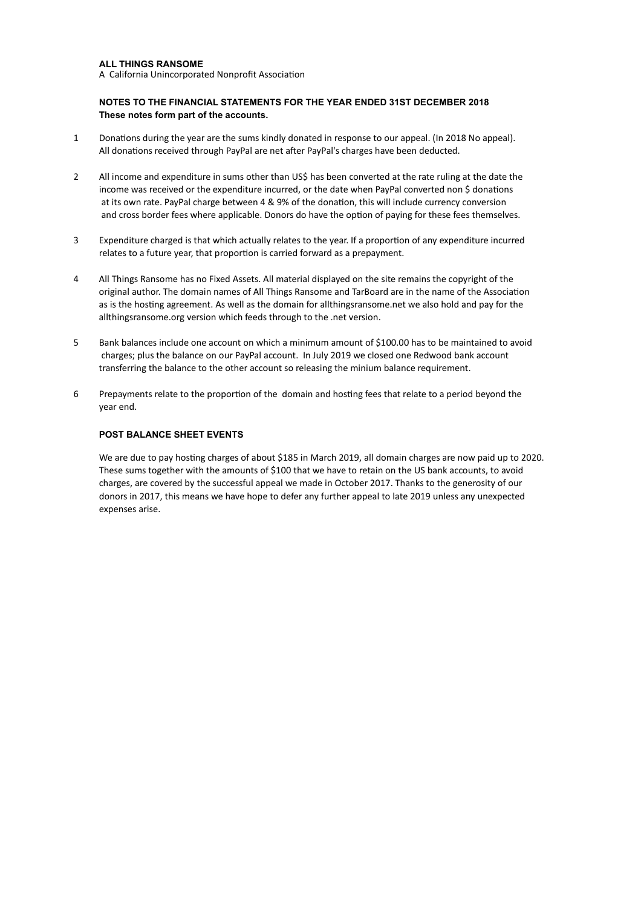**ALL THINGS RANSOME**

A California Unincorporated Nonprofit Association

**NOTES TO THE FINANCIAL STATEMENTS FOR THE YEAR ENDED 31ST DECEMBER 2018**
**These notes form part of the accounts.**

1. Donations during the year are the sums kindly donated in response to our appeal. (In 2018 No appeal). All donations received through PayPal are net after PayPal's charges have been deducted.

2. All income and expenditure in sums other than US$ has been converted at the rate ruling at the date the income was received or the expenditure incurred, or the date when PayPal converted non $ donations at its own rate. PayPal charge between 4 & 9% of the donation, this will include currency conversion and cross border fees where applicable. Donors do have the option of paying for these fees themselves.

3. Expenditure charged is that which actually relates to the year. If a proportion of any expenditure incurred relates to a future year, that proportion is carried forward as a prepayment.

4. All Things Ransome has no Fixed Assets. All material displayed on the site remains the copyright of the original author. The domain names of All Things Ransome and TarBoard are in the name of the Association as is the hosting agreement. As well as the domain for allthingsransome.net we also hold and pay for the allthingsransome.org version which feeds through to the .net version.

5. Bank balances include one account on which a minimum amount of $100.00 has to be maintained to avoid charges; plus the balance on our PayPal account. In July 2019 we closed one Redwood bank account transferring the balance to the other account so releasing the minium balance requirement.

6. Prepayments relate to the proportion of the domain and hosting fees that relate to a period beyond the year end.

**POST BALANCE SHEET EVENTS**

We are due to pay hosting charges of about $185 in March 2019, all domain charges are now paid up to 2020. These sums together with the amounts of $100 that we have to retain on the US bank accounts, to avoid charges, are covered by the successful appeal we made in October 2017. Thanks to the generosity of our donors in 2017, this means we have hope to defer any further appeal to late 2019 unless any unexpected expenses arise.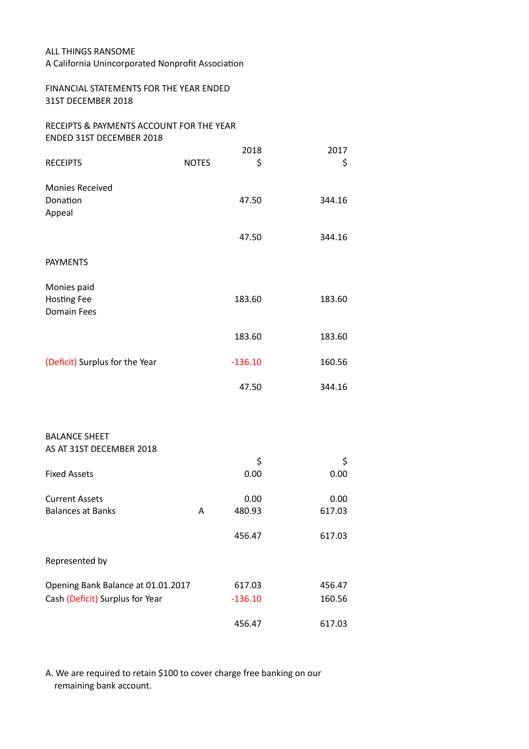ALL THINGS RANSOME
A California Unincorporated Nonprofit Association

FINANCIAL STATEMENTS FOR THE YEAR ENDED
31ST DECEMBER 2018

RECEIPTS & PAYMENTS ACCOUNT FOR THE YEAR
ENDED 31ST DECEMBER 2018

| | | | |
|---|---|---|---|
| | | 2018 | 2017 |
| RECEIPTS | NOTES | $ | $ |
| | | | |
| Monies Received | | | |
| Donation | | 47.50 | 344.16 |
| Appeal | | | |
| | | 47.50 | 344.16 |
| PAYMENTS | | | |
| | | | |
| Monies paid | | | |
| Hosting Fee | | 183.60 | 183.60 |
| Domain Fees | | | |
| | | 183.60 | 183.60 |
| (Deficit) Surplus for the Year | | -136.10 | 160.56 |
| | | 47.50 | 344.16 |

BALANCE SHEET
AS AT 31ST DECEMBER 2018

| | | | |
|---|---|---|---|
| | | $ | $ |
| Fixed Assets | | 0.00 | 0.00 |
| | | | |
| Current Assets | | 0.00 | 0.00 |
| Balances at Banks | A | 480.93 | 617.03 |
| | | 456.47 | 617.03 |
| Represented by | | | |
| | | | |
| Opening Bank Balance at 01.01.2017 | | 617.03 | 456.47 |
| Cash (Deficit) Surplus for Year | | -136.10 | 160.56 |
| | | 456.47 | 617.03 |

A. We are required to retain $100 to cover charge free banking on our remaining bank account.